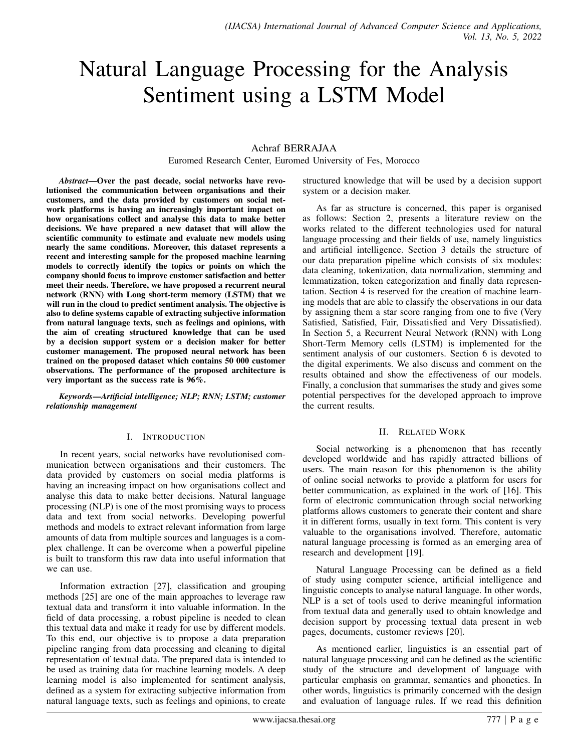# Natural Language Processing for the Analysis Sentiment using a LSTM Model

Achraf BERRAJAA

Euromed Research Center, Euromed University of Fes, Morocco

***Abstract*—Over the past decade, social networks have revolutionised the communication between organisations and their customers, and the data provided by customers on social network platforms is having an increasingly important impact on how organisations collect and analyse this data to make better decisions. We have prepared a new dataset that will allow the scientific community to estimate and evaluate new models using nearly the same conditions. Moreover, this dataset represents a recent and interesting sample for the proposed machine learning models to correctly identify the topics or points on which the company should focus to improve customer satisfaction and better meet their needs. Therefore, we have proposed a recurrent neural network (RNN) with Long short-term memory (LSTM) that we will run in the cloud to predict sentiment analysis. The objective is also to define systems capable of extracting subjective information from natural language texts, such as feelings and opinions, with the aim of creating structured knowledge that can be used by a decision support system or a decision maker for better customer management. The proposed neural network has been trained on the proposed dataset which contains 50 000 customer observations. The performance of the proposed architecture is very important as the success rate is 96%.**

***Keywords*—Artificial intelligence; NLP; RNN; LSTM; customer relationship management**

## I. Introduction

In recent years, social networks have revolutionised communication between organisations and their customers. The data provided by customers on social media platforms is having an increasing impact on how organisations collect and analyse this data to make better decisions. Natural language processing (NLP) is one of the most promising ways to process data and text from social networks. Developing powerful methods and models to extract relevant information from large amounts of data from multiple sources and languages is a complex challenge. It can be overcome when a powerful pipeline is built to transform this raw data into useful information that we can use.

Information extraction [27], classification and grouping methods [25] are one of the main approaches to leverage raw textual data and transform it into valuable information. In the field of data processing, a robust pipeline is needed to clean this textual data and make it ready for use by different models. To this end, our objective is to propose a data preparation pipeline ranging from data processing and cleaning to digital representation of textual data. The prepared data is intended to be used as training data for machine learning models. A deep learning model is also implemented for sentiment analysis, defined as a system for extracting subjective information from natural language texts, such as feelings and opinions, to create structured knowledge that will be used by a decision support system or a decision maker.

As far as structure is concerned, this paper is organised as follows: Section 2, presents a literature review on the works related to the different technologies used for natural language processing and their fields of use, namely linguistics and artificial intelligence. Section 3 details the structure of our data preparation pipeline which consists of six modules: data cleaning, tokenization, data normalization, stemming and lemmatization, token categorization and finally data representation. Section 4 is reserved for the creation of machine learning models that are able to classify the observations in our data by assigning them a star score ranging from one to five (Very Satisfied, Satisfied, Fair, Dissatisfied and Very Dissatisfied). In Section 5, a Recurrent Neural Network (RNN) with Long Short-Term Memory cells (LSTM) is implemented for the sentiment analysis of our customers. Section 6 is devoted to the digital experiments. We also discuss and comment on the results obtained and show the effectiveness of our models. Finally, a conclusion that summarises the study and gives some potential perspectives for the developed approach to improve the current results.

## II. Related Work

Social networking is a phenomenon that has recently developed worldwide and has rapidly attracted billions of users. The main reason for this phenomenon is the ability of online social networks to provide a platform for users for better communication, as explained in the work of [16]. This form of electronic communication through social networking platforms allows customers to generate their content and share it in different forms, usually in text form. This content is very valuable to the organisations involved. Therefore, automatic natural language processing is formed as an emerging area of research and development [19].

Natural Language Processing can be defined as a field of study using computer science, artificial intelligence and linguistic concepts to analyse natural language. In other words, NLP is a set of tools used to derive meaningful information from textual data and generally used to obtain knowledge and decision support by processing textual data present in web pages, documents, customer reviews [20].

As mentioned earlier, linguistics is an essential part of natural language processing and can be defined as the scientific study of the structure and development of language with particular emphasis on grammar, semantics and phonetics. In other words, linguistics is primarily concerned with the design and evaluation of language rules. If we read this definition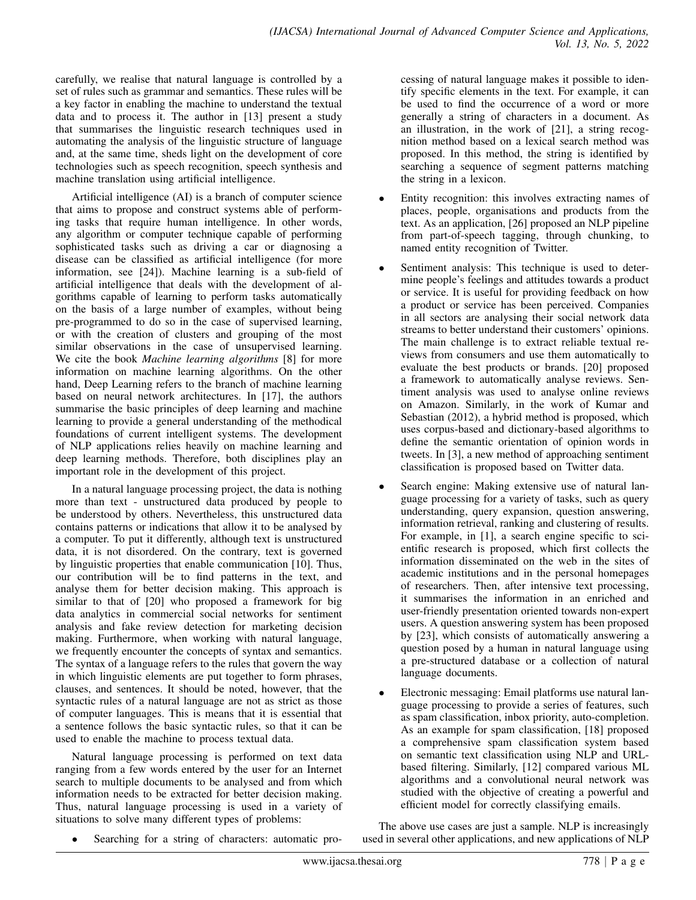carefully, we realise that natural language is controlled by a set of rules such as grammar and semantics. These rules will be a key factor in enabling the machine to understand the textual data and to process it. The author in [13] present a study that summarises the linguistic research techniques used in automating the analysis of the linguistic structure of language and, at the same time, sheds light on the development of core technologies such as speech recognition, speech synthesis and machine translation using artificial intelligence.

Artificial intelligence (AI) is a branch of computer science that aims to propose and construct systems able of performing tasks that require human intelligence. In other words, any algorithm or computer technique capable of performing sophisticated tasks such as driving a car or diagnosing a disease can be classified as artificial intelligence (for more information, see [24]). Machine learning is a sub-field of artificial intelligence that deals with the development of algorithms capable of learning to perform tasks automatically on the basis of a large number of examples, without being pre-programmed to do so in the case of supervised learning, or with the creation of clusters and grouping of the most similar observations in the case of unsupervised learning. We cite the book *Machine learning algorithms* [8] for more information on machine learning algorithms. On the other hand, Deep Learning refers to the branch of machine learning based on neural network architectures. In [17], the authors summarise the basic principles of deep learning and machine learning to provide a general understanding of the methodical foundations of current intelligent systems. The development of NLP applications relies heavily on machine learning and deep learning methods. Therefore, both disciplines play an important role in the development of this project.

In a natural language processing project, the data is nothing more than text - unstructured data produced by people to be understood by others. Nevertheless, this unstructured data contains patterns or indications that allow it to be analysed by a computer. To put it differently, although text is unstructured data, it is not disordered. On the contrary, text is governed by linguistic properties that enable communication [10]. Thus, our contribution will be to find patterns in the text, and analyse them for better decision making. This approach is similar to that of [20] who proposed a framework for big data analytics in commercial social networks for sentiment analysis and fake review detection for marketing decision making. Furthermore, when working with natural language, we frequently encounter the concepts of syntax and semantics. The syntax of a language refers to the rules that govern the way in which linguistic elements are put together to form phrases, clauses, and sentences. It should be noted, however, that the syntactic rules of a natural language are not as strict as those of computer languages. This is means that it is essential that a sentence follows the basic syntactic rules, so that it can be used to enable the machine to process textual data.

Natural language processing is performed on text data ranging from a few words entered by the user for an Internet search to multiple documents to be analysed and from which information needs to be extracted for better decision making. Thus, natural language processing is used in a variety of situations to solve many different types of problems:

- Searching for a string of characters: automatic processing of natural language makes it possible to identify specific elements in the text. For example, it can be used to find the occurrence of a word or more generally a string of characters in a document. As an illustration, in the work of [21], a string recognition method based on a lexical search method was proposed. In this method, the string is identified by searching a sequence of segment patterns matching the string in a lexicon.
- Entity recognition: this involves extracting names of places, people, organisations and products from the text. As an application, [26] proposed an NLP pipeline from part-of-speech tagging, through chunking, to named entity recognition of Twitter.
- Sentiment analysis: This technique is used to determine people's feelings and attitudes towards a product or service. It is useful for providing feedback on how a product or service has been perceived. Companies in all sectors are analysing their social network data streams to better understand their customers' opinions. The main challenge is to extract reliable textual reviews from consumers and use them automatically to evaluate the best products or brands. [20] proposed a framework to automatically analyse reviews. Sentiment analysis was used to analyse online reviews on Amazon. Similarly, in the work of Kumar and Sebastian (2012), a hybrid method is proposed, which uses corpus-based and dictionary-based algorithms to define the semantic orientation of opinion words in tweets. In [3], a new method of approaching sentiment classification is proposed based on Twitter data.
- Search engine: Making extensive use of natural language processing for a variety of tasks, such as query understanding, query expansion, question answering, information retrieval, ranking and clustering of results. For example, in [1], a search engine specific to scientific research is proposed, which first collects the information disseminated on the web in the sites of academic institutions and in the personal homepages of researchers. Then, after intensive text processing, it summarises the information in an enriched and user-friendly presentation oriented towards non-expert users. A question answering system has been proposed by [23], which consists of automatically answering a question posed by a human in natural language using a pre-structured database or a collection of natural language documents.
- Electronic messaging: Email platforms use natural language processing to provide a series of features, such as spam classification, inbox priority, auto-completion. As an example for spam classification, [18] proposed a comprehensive spam classification system based on semantic text classification using NLP and URL-based filtering. Similarly, [12] compared various ML algorithms and a convolutional neural network was studied with the objective of creating a powerful and efficient model for correctly classifying emails.

The above use cases are just a sample. NLP is increasingly used in several other applications, and new applications of NLP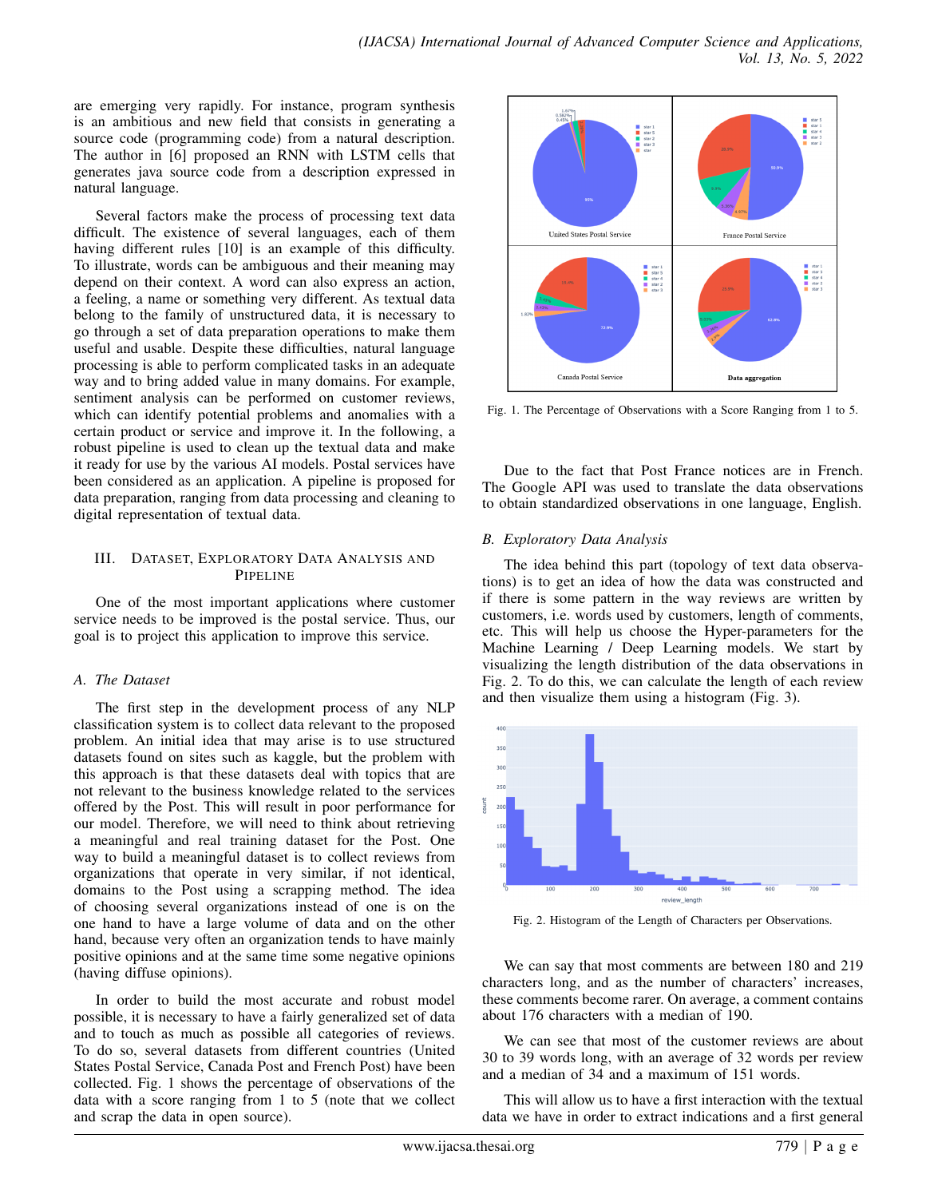are emerging very rapidly. For instance, program synthesis is an ambitious and new field that consists in generating a source code (programming code) from a natural description. The author in [6] proposed an RNN with LSTM cells that generates java source code from a description expressed in natural language.

Several factors make the process of processing text data difficult. The existence of several languages, each of them having different rules [10] is an example of this difficulty. To illustrate, words can be ambiguous and their meaning may depend on their context. A word can also express an action, a feeling, a name or something very different. As textual data belong to the family of unstructured data, it is necessary to go through a set of data preparation operations to make them useful and usable. Despite these difficulties, natural language processing is able to perform complicated tasks in an adequate way and to bring added value in many domains. For example, sentiment analysis can be performed on customer reviews, which can identify potential problems and anomalies with a certain product or service and improve it. In the following, a robust pipeline is used to clean up the textual data and make it ready for use by the various AI models. Postal services have been considered as an application. A pipeline is proposed for data preparation, ranging from data processing and cleaning to digital representation of textual data.

## III. Dataset, Exploratory Data Analysis and Pipeline

One of the most important applications where customer service needs to be improved is the postal service. Thus, our goal is to project this application to improve this service.

### A. The Dataset

The first step in the development process of any NLP classification system is to collect data relevant to the proposed problem. An initial idea that may arise is to use structured datasets found on sites such as kaggle, but the problem with this approach is that these datasets deal with topics that are not relevant to the business knowledge related to the services offered by the Post. This will result in poor performance for our model. Therefore, we will need to think about retrieving a meaningful and real training dataset for the Post. One way to build a meaningful dataset is to collect reviews from organizations that operate in very similar, if not identical, domains to the Post using a scrapping method. The idea of choosing several organizations instead of one is on the one hand to have a large volume of data and on the other hand, because very often an organization tends to have mainly positive opinions and at the same time some negative opinions (having diffuse opinions).

In order to build the most accurate and robust model possible, it is necessary to have a fairly generalized set of data and to touch as much as possible all categories of reviews. To do so, several datasets from different countries (United States Postal Service, Canada Post and French Post) have been collected. Fig. 1 shows the percentage of observations of the data with a score ranging from 1 to 5 (note that we collect and scrap the data in open source).

Fig. 1. The Percentage of Observations with a Score Ranging from 1 to 5.

Due to the fact that Post France notices are in French. The Google API was used to translate the data observations to obtain standardized observations in one language, English.

### B. Exploratory Data Analysis

The idea behind this part (topology of text data observations) is to get an idea of how the data was constructed and if there is some pattern in the way reviews are written by customers, i.e. words used by customers, length of comments, etc. This will help us choose the Hyper-parameters for the Machine Learning / Deep Learning models. We start by visualizing the length distribution of the data observations in Fig. 2. To do this, we can calculate the length of each review and then visualize them using a histogram (Fig. 3).

Fig. 2. Histogram of the Length of Characters per Observations.

We can say that most comments are between 180 and 219 characters long, and as the number of characters' increases, these comments become rarer. On average, a comment contains about 176 characters with a median of 190.

We can see that most of the customer reviews are about 30 to 39 words long, with an average of 32 words per review and a median of 34 and a maximum of 151 words.

This will allow us to have a first interaction with the textual data we have in order to extract indications and a first general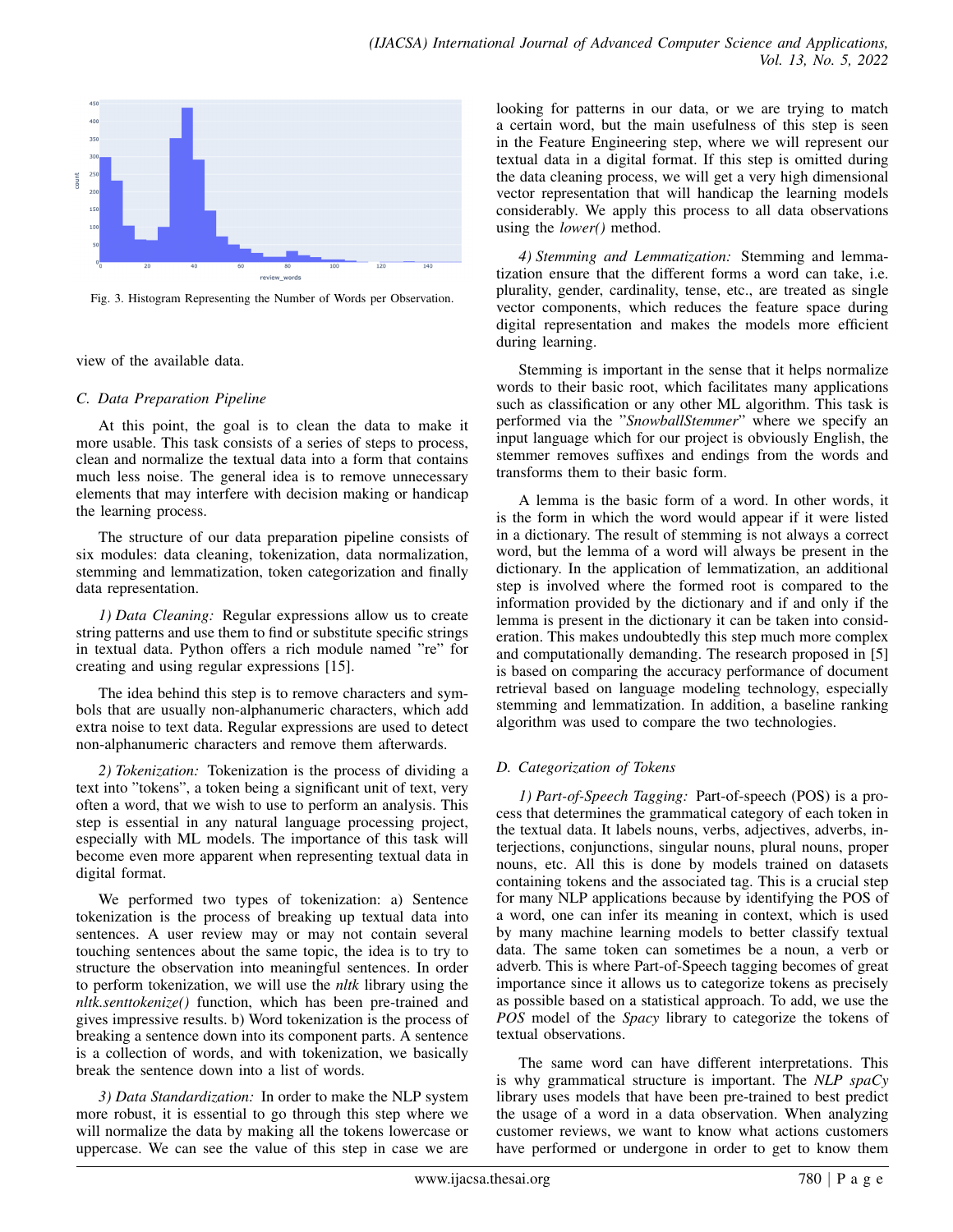Fig. 3. Histogram Representing the Number of Words per Observation.

view of the available data.

### C. Data Preparation Pipeline

At this point, the goal is to clean the data to make it more usable. This task consists of a series of steps to process, clean and normalize the textual data into a form that contains much less noise. The general idea is to remove unnecessary elements that may interfere with decision making or handicap the learning process.

The structure of our data preparation pipeline consists of six modules: data cleaning, tokenization, data normalization, stemming and lemmatization, token categorization and finally data representation.

*1) Data Cleaning:* Regular expressions allow us to create string patterns and use them to find or substitute specific strings in textual data. Python offers a rich module named "re" for creating and using regular expressions [15].

The idea behind this step is to remove characters and symbols that are usually non-alphanumeric characters, which add extra noise to text data. Regular expressions are used to detect non-alphanumeric characters and remove them afterwards.

*2) Tokenization:* Tokenization is the process of dividing a text into "tokens", a token being a significant unit of text, very often a word, that we wish to use to perform an analysis. This step is essential in any natural language processing project, especially with ML models. The importance of this task will become even more apparent when representing textual data in digital format.

We performed two types of tokenization: a) Sentence tokenization is the process of breaking up textual data into sentences. A user review may or may not contain several touching sentences about the same topic, the idea is to try to structure the observation into meaningful sentences. In order to perform tokenization, we will use the *nltk* library using the *nltk.senttokenize()* function, which has been pre-trained and gives impressive results. b) Word tokenization is the process of breaking a sentence down into its component parts. A sentence is a collection of words, and with tokenization, we basically break the sentence down into a list of words.

*3) Data Standardization:* In order to make the NLP system more robust, it is essential to go through this step where we will normalize the data by making all the tokens lowercase or uppercase. We can see the value of this step in case we are looking for patterns in our data, or we are trying to match a certain word, but the main usefulness of this step is seen in the Feature Engineering step, where we will represent our textual data in a digital format. If this step is omitted during the data cleaning process, we will get a very high dimensional vector representation that will handicap the learning models considerably. We apply this process to all data observations using the *lower()* method.

*4) Stemming and Lemmatization:* Stemming and lemmatization ensure that the different forms a word can take, i.e. plurality, gender, cardinality, tense, etc., are treated as single vector components, which reduces the feature space during digital representation and makes the models more efficient during learning.

Stemming is important in the sense that it helps normalize words to their basic root, which facilitates many applications such as classification or any other ML algorithm. This task is performed via the "*SnowballStemmer*" where we specify an input language which for our project is obviously English, the stemmer removes suffixes and endings from the words and transforms them to their basic form.

A lemma is the basic form of a word. In other words, it is the form in which the word would appear if it were listed in a dictionary. The result of stemming is not always a correct word, but the lemma of a word will always be present in the dictionary. In the application of lemmatization, an additional step is involved where the formed root is compared to the information provided by the dictionary and if and only if the lemma is present in the dictionary it can be taken into consideration. This makes undoubtedly this step much more complex and computationally demanding. The research proposed in [5] is based on comparing the accuracy performance of document retrieval based on language modeling technology, especially stemming and lemmatization. In addition, a baseline ranking algorithm was used to compare the two technologies.

### D. Categorization of Tokens

*1) Part-of-Speech Tagging:* Part-of-speech (POS) is a process that determines the grammatical category of each token in the textual data. It labels nouns, verbs, adjectives, adverbs, interjections, conjunctions, singular nouns, plural nouns, proper nouns, etc. All this is done by models trained on datasets containing tokens and the associated tag. This is a crucial step for many NLP applications because by identifying the POS of a word, one can infer its meaning in context, which is used by many machine learning models to better classify textual data. The same token can sometimes be a noun, a verb or adverb. This is where Part-of-Speech tagging becomes of great importance since it allows us to categorize tokens as precisely as possible based on a statistical approach. To add, we use the *POS* model of the *Spacy* library to categorize the tokens of textual observations.

The same word can have different interpretations. This is why grammatical structure is important. The *NLP spaCy* library uses models that have been pre-trained to best predict the usage of a word in a data observation. When analyzing customer reviews, we want to know what actions customers have performed or undergone in order to get to know them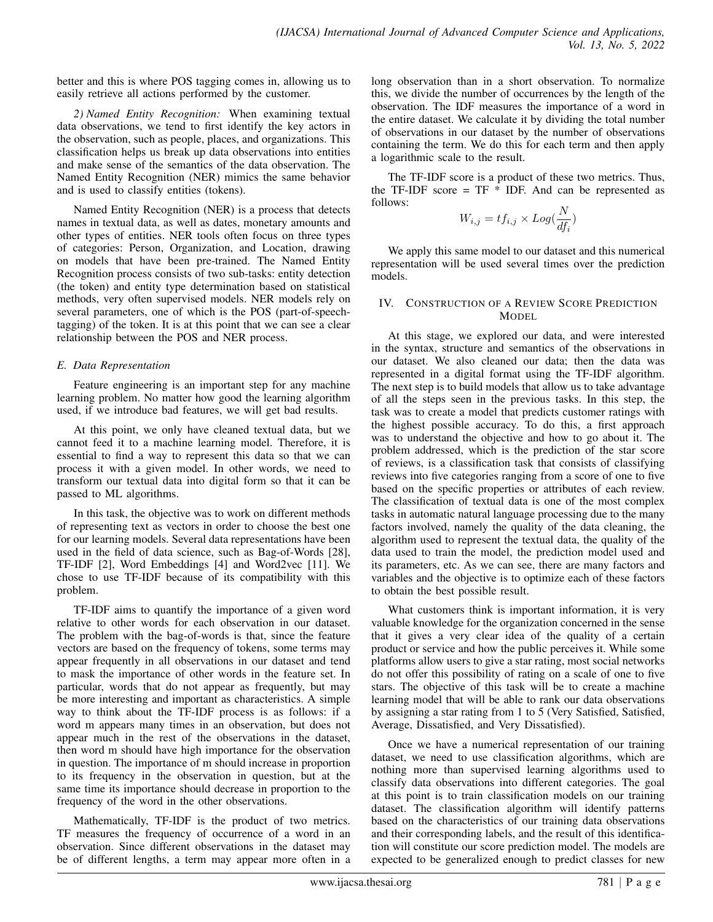better and this is where POS tagging comes in, allowing us to easily retrieve all actions performed by the customer.

*2) Named Entity Recognition:* When examining textual data observations, we tend to first identify the key actors in the observation, such as people, places, and organizations. This classification helps us break up data observations into entities and make sense of the semantics of the data observation. The Named Entity Recognition (NER) mimics the same behavior and is used to classify entities (tokens).

Named Entity Recognition (NER) is a process that detects names in textual data, as well as dates, monetary amounts and other types of entities. NER tools often focus on three types of categories: Person, Organization, and Location, drawing on models that have been pre-trained. The Named Entity Recognition process consists of two sub-tasks: entity detection (the token) and entity type determination based on statistical methods, very often supervised models. NER models rely on several parameters, one of which is the POS (part-of-speech-tagging) of the token. It is at this point that we can see a clear relationship between the POS and NER process.

### *E. Data Representation*

Feature engineering is an important step for any machine learning problem. No matter how good the learning algorithm used, if we introduce bad features, we will get bad results.

At this point, we only have cleaned textual data, but we cannot feed it to a machine learning model. Therefore, it is essential to find a way to represent this data so that we can process it with a given model. In other words, we need to transform our textual data into digital form so that it can be passed to ML algorithms.

In this task, the objective was to work on different methods of representing text as vectors in order to choose the best one for our learning models. Several data representations have been used in the field of data science, such as Bag-of-Words [28], TF-IDF [2], Word Embeddings [4] and Word2vec [11]. We chose to use TF-IDF because of its compatibility with this problem.

TF-IDF aims to quantify the importance of a given word relative to other words for each observation in our dataset. The problem with the bag-of-words is that, since the feature vectors are based on the frequency of tokens, some terms may appear frequently in all observations in our dataset and tend to mask the importance of other words in the feature set. In particular, words that do not appear as frequently, but may be more interesting and important as characteristics. A simple way to think about the TF-IDF process is as follows: if a word m appears many times in an observation, but does not appear much in the rest of the observations in the dataset, then word m should have high importance for the observation in question. The importance of m should increase in proportion to its frequency in the observation in question, but at the same time its importance should decrease in proportion to the frequency of the word in the other observations.

Mathematically, TF-IDF is the product of two metrics. TF measures the frequency of occurrence of a word in an observation. Since different observations in the dataset may be of different lengths, a term may appear more often in a long observation than in a short observation. To normalize this, we divide the number of occurrences by the length of the observation. The IDF measures the importance of a word in the entire dataset. We calculate it by dividing the total number of observations in our dataset by the number of observations containing the term. We do this for each term and then apply a logarithmic scale to the result.

The TF-IDF score is a product of these two metrics. Thus, the TF-IDF score = TF * IDF. And can be represented as follows:

$$W_{i,j} = tf_{i,j} \times Log(\frac{N}{df_i})$$

We apply this same model to our dataset and this numerical representation will be used several times over the prediction models.

## IV. Construction of a Review Score Prediction Model

At this stage, we explored our data, and were interested in the syntax, structure and semantics of the observations in our dataset. We also cleaned our data; then the data was represented in a digital format using the TF-IDF algorithm. The next step is to build models that allow us to take advantage of all the steps seen in the previous tasks. In this step, the task was to create a model that predicts customer ratings with the highest possible accuracy. To do this, a first approach was to understand the objective and how to go about it. The problem addressed, which is the prediction of the star score of reviews, is a classification task that consists of classifying reviews into five categories ranging from a score of one to five based on the specific properties or attributes of each review. The classification of textual data is one of the most complex tasks in automatic natural language processing due to the many factors involved, namely the quality of the data cleaning, the algorithm used to represent the textual data, the quality of the data used to train the model, the prediction model used and its parameters, etc. As we can see, there are many factors and variables and the objective is to optimize each of these factors to obtain the best possible result.

What customers think is important information, it is very valuable knowledge for the organization concerned in the sense that it gives a very clear idea of the quality of a certain product or service and how the public perceives it. While some platforms allow users to give a star rating, most social networks do not offer this possibility of rating on a scale of one to five stars. The objective of this task will be to create a machine learning model that will be able to rank our data observations by assigning a star rating from 1 to 5 (Very Satisfied, Satisfied, Average, Dissatisfied, and Very Dissatisfied).

Once we have a numerical representation of our training dataset, we need to use classification algorithms, which are nothing more than supervised learning algorithms used to classify data observations into different categories. The goal at this point is to train classification models on our training dataset. The classification algorithm will identify patterns based on the characteristics of our training data observations and their corresponding labels, and the result of this identification will constitute our score prediction model. The models are expected to be generalized enough to predict classes for new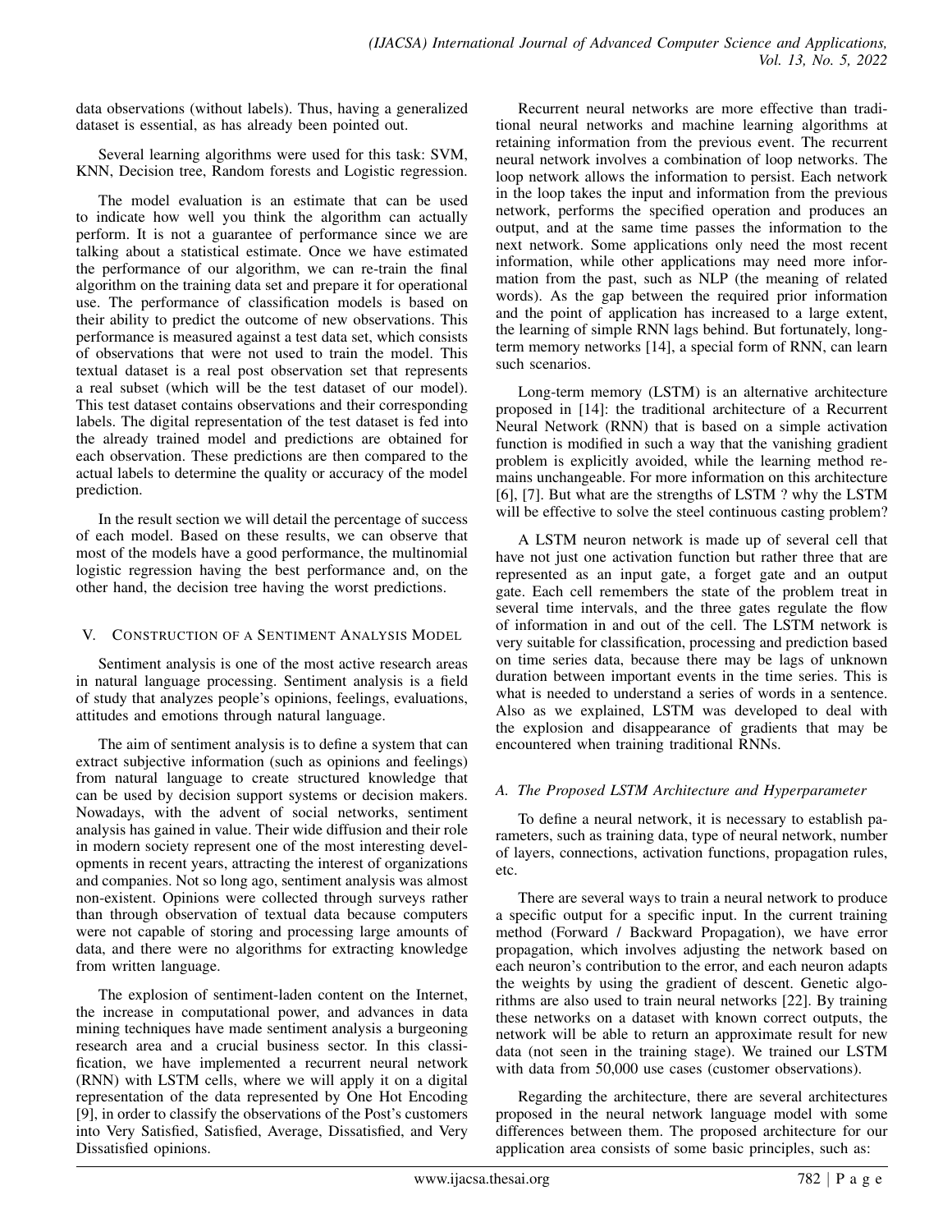data observations (without labels). Thus, having a generalized dataset is essential, as has already been pointed out.

Several learning algorithms were used for this task: SVM, KNN, Decision tree, Random forests and Logistic regression.

The model evaluation is an estimate that can be used to indicate how well you think the algorithm can actually perform. It is not a guarantee of performance since we are talking about a statistical estimate. Once we have estimated the performance of our algorithm, we can re-train the final algorithm on the training data set and prepare it for operational use. The performance of classification models is based on their ability to predict the outcome of new observations. This performance is measured against a test data set, which consists of observations that were not used to train the model. This textual dataset is a real post observation set that represents a real subset (which will be the test dataset of our model). This test dataset contains observations and their corresponding labels. The digital representation of the test dataset is fed into the already trained model and predictions are obtained for each observation. These predictions are then compared to the actual labels to determine the quality or accuracy of the model prediction.

In the result section we will detail the percentage of success of each model. Based on these results, we can observe that most of the models have a good performance, the multinomial logistic regression having the best performance and, on the other hand, the decision tree having the worst predictions.

## V. Construction of a Sentiment Analysis Model

Sentiment analysis is one of the most active research areas in natural language processing. Sentiment analysis is a field of study that analyzes people's opinions, feelings, evaluations, attitudes and emotions through natural language.

The aim of sentiment analysis is to define a system that can extract subjective information (such as opinions and feelings) from natural language to create structured knowledge that can be used by decision support systems or decision makers. Nowadays, with the advent of social networks, sentiment analysis has gained in value. Their wide diffusion and their role in modern society represent one of the most interesting developments in recent years, attracting the interest of organizations and companies. Not so long ago, sentiment analysis was almost non-existent. Opinions were collected through surveys rather than through observation of textual data because computers were not capable of storing and processing large amounts of data, and there were no algorithms for extracting knowledge from written language.

The explosion of sentiment-laden content on the Internet, the increase in computational power, and advances in data mining techniques have made sentiment analysis a burgeoning research area and a crucial business sector. In this classification, we have implemented a recurrent neural network (RNN) with LSTM cells, where we will apply it on a digital representation of the data represented by One Hot Encoding [9], in order to classify the observations of the Post's customers into Very Satisfied, Satisfied, Average, Dissatisfied, and Very Dissatisfied opinions.

Recurrent neural networks are more effective than traditional neural networks and machine learning algorithms at retaining information from the previous event. The recurrent neural network involves a combination of loop networks. The loop network allows the information to persist. Each network in the loop takes the input and information from the previous network, performs the specified operation and produces an output, and at the same time passes the information to the next network. Some applications only need the most recent information, while other applications may need more information from the past, such as NLP (the meaning of related words). As the gap between the required prior information and the point of application has increased to a large extent, the learning of simple RNN lags behind. But fortunately, long-term memory networks [14], a special form of RNN, can learn such scenarios.

Long-term memory (LSTM) is an alternative architecture proposed in [14]: the traditional architecture of a Recurrent Neural Network (RNN) that is based on a simple activation function is modified in such a way that the vanishing gradient problem is explicitly avoided, while the learning method remains unchangeable. For more information on this architecture [6], [7]. But what are the strengths of LSTM ? why the LSTM will be effective to solve the steel continuous casting problem?

A LSTM neuron network is made up of several cell that have not just one activation function but rather three that are represented as an input gate, a forget gate and an output gate. Each cell remembers the state of the problem treat in several time intervals, and the three gates regulate the flow of information in and out of the cell. The LSTM network is very suitable for classification, processing and prediction based on time series data, because there may be lags of unknown duration between important events in the time series. This is what is needed to understand a series of words in a sentence. Also as we explained, LSTM was developed to deal with the explosion and disappearance of gradients that may be encountered when training traditional RNNs.

### A. The Proposed LSTM Architecture and Hyperparameter

To define a neural network, it is necessary to establish parameters, such as training data, type of neural network, number of layers, connections, activation functions, propagation rules, etc.

There are several ways to train a neural network to produce a specific output for a specific input. In the current training method (Forward / Backward Propagation), we have error propagation, which involves adjusting the network based on each neuron's contribution to the error, and each neuron adapts the weights by using the gradient of descent. Genetic algorithms are also used to train neural networks [22]. By training these networks on a dataset with known correct outputs, the network will be able to return an approximate result for new data (not seen in the training stage). We trained our LSTM with data from 50,000 use cases (customer observations).

Regarding the architecture, there are several architectures proposed in the neural network language model with some differences between them. The proposed architecture for our application area consists of some basic principles, such as: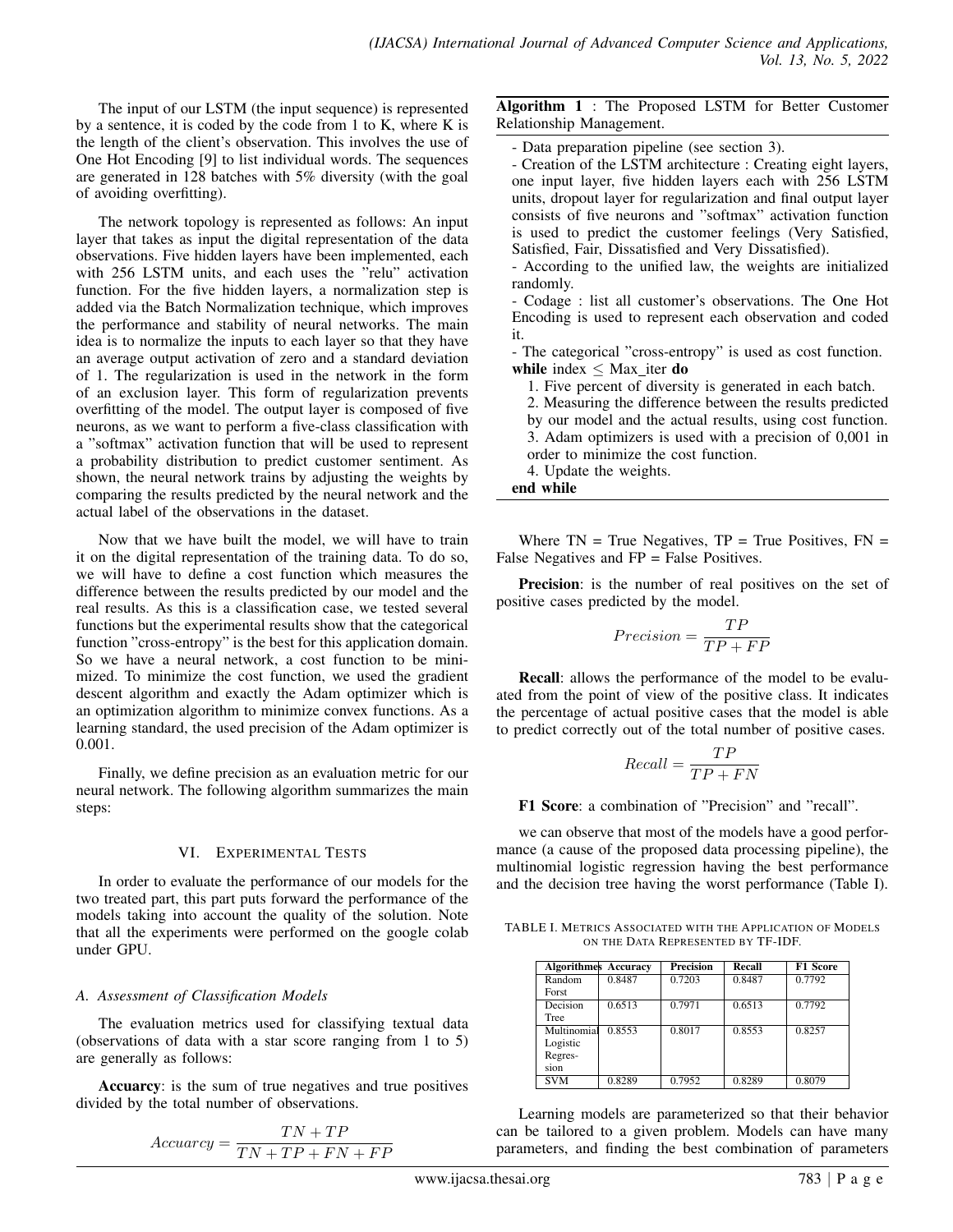The input of our LSTM (the input sequence) is represented by a sentence, it is coded by the code from 1 to K, where K is the length of the client's observation. This involves the use of One Hot Encoding [9] to list individual words. The sequences are generated in 128 batches with 5% diversity (with the goal of avoiding overfitting).

The network topology is represented as follows: An input layer that takes as input the digital representation of the data observations. Five hidden layers have been implemented, each with 256 LSTM units, and each uses the "relu" activation function. For the five hidden layers, a normalization step is added via the Batch Normalization technique, which improves the performance and stability of neural networks. The main idea is to normalize the inputs to each layer so that they have an average output activation of zero and a standard deviation of 1. The regularization is used in the network in the form of an exclusion layer. This form of regularization prevents overfitting of the model. The output layer is composed of five neurons, as we want to perform a five-class classification with a "softmax" activation function that will be used to represent a probability distribution to predict customer sentiment. As shown, the neural network trains by adjusting the weights by comparing the results predicted by the neural network and the actual label of the observations in the dataset.

Now that we have built the model, we will have to train it on the digital representation of the training data. To do so, we will have to define a cost function which measures the difference between the results predicted by our model and the real results. As this is a classification case, we tested several functions but the experimental results show that the categorical function "cross-entropy" is the best for this application domain. So we have a neural network, a cost function to be minimized. To minimize the cost function, we used the gradient descent algorithm and exactly the Adam optimizer which is an optimization algorithm to minimize convex functions. As a learning standard, the used precision of the Adam optimizer is 0.001.

Finally, we define precision as an evaluation metric for our neural network. The following algorithm summarizes the main steps:

**Algorithm 1** : The Proposed LSTM for Better Customer Relationship Management.

- Data preparation pipeline (see section 3).
- Creation of the LSTM architecture : Creating eight layers, one input layer, five hidden layers each with 256 LSTM units, dropout layer for regularization and final output layer consists of five neurons and "softmax" activation function is used to predict the customer feelings (Very Satisfied, Satisfied, Fair, Dissatisfied and Very Dissatisfied).
- According to the unified law, the weights are initialized randomly.
- Codage : list all customer's observations. The One Hot Encoding is used to represent each observation and coded it.
- The categorical "cross-entropy" is used as cost function.

**while** index $\leq$ Max_iter **do**

1. Five percent of diversity is generated in each batch.
2. Measuring the difference between the results predicted by our model and the actual results, using cost function.
3. Adam optimizers is used with a precision of 0,001 in order to minimize the cost function.
4. Update the weights.

**end while**

## VI. Experimental Tests

In order to evaluate the performance of our models for the two treated part, this part puts forward the performance of the models taking into account the quality of the solution. Note that all the experiments were performed on the google colab under GPU.

### A. Assessment of Classification Models

The evaluation metrics used for classifying textual data (observations of data with a star score ranging from 1 to 5) are generally as follows:

**Accuarcy**: is the sum of true negatives and true positives divided by the total number of observations.

$$Accuarcy = \frac{TN + TP}{TN + TP + FN + FP}$$

Where TN = True Negatives, TP = True Positives, FN = False Negatives and FP = False Positives.

**Precision**: is the number of real positives on the set of positive cases predicted by the model.

$$Precision = \frac{TP}{TP + FP}$$

**Recall**: allows the performance of the model to be evaluated from the point of view of the positive class. It indicates the percentage of actual positive cases that the model is able to predict correctly out of the total number of positive cases.

$$Recall = \frac{TP}{TP + FN}$$

**F1 Score**: a combination of "Precision" and "recall".

we can observe that most of the models have a good performance (a cause of the proposed data processing pipeline), the multinomial logistic regression having the best performance and the decision tree having the worst performance (Table I).

TABLE I. Metrics Associated with the Application of Models on the Data Represented by TF-IDF.

| Algorithmes | Accuracy | Precision | Recall | F1 Score |
|---|---|---|---|---|
| Random Forst | 0.8487 | 0.7203 | 0.8487 | 0.7792 |
| Decision Tree | 0.6513 | 0.7971 | 0.6513 | 0.7792 |
| Multinomial Logistic Regression | 0.8553 | 0.8017 | 0.8553 | 0.8257 |
| SVM | 0.8289 | 0.7952 | 0.8289 | 0.8079 |

Learning models are parameterized so that their behavior can be tailored to a given problem. Models can have many parameters, and finding the best combination of parameters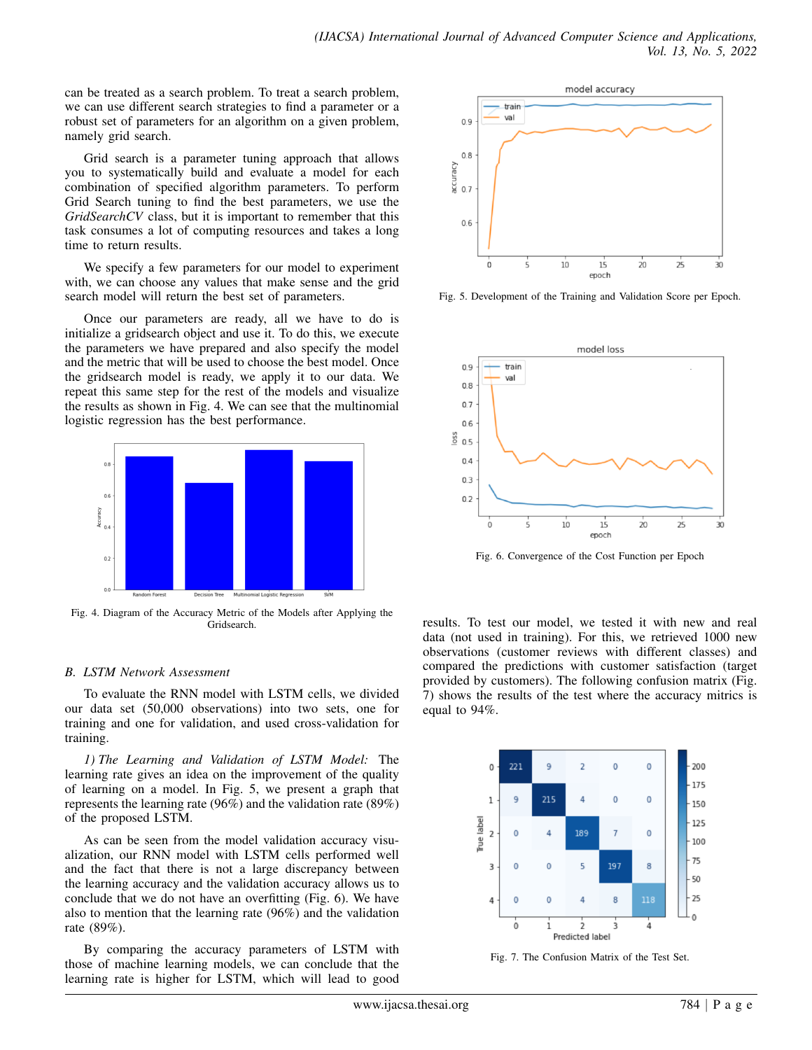can be treated as a search problem. To treat a search problem, we can use different search strategies to find a parameter or a robust set of parameters for an algorithm on a given problem, namely grid search.

Grid search is a parameter tuning approach that allows you to systematically build and evaluate a model for each combination of specified algorithm parameters. To perform Grid Search tuning to find the best parameters, we use the *GridSearchCV* class, but it is important to remember that this task consumes a lot of computing resources and takes a long time to return results.

We specify a few parameters for our model to experiment with, we can choose any values that make sense and the grid search model will return the best set of parameters.

Once our parameters are ready, all we have to do is initialize a gridsearch object and use it. To do this, we execute the parameters we have prepared and also specify the model and the metric that will be used to choose the best model. Once the gridsearch model is ready, we apply it to our data. We repeat this same step for the rest of the models and visualize the results as shown in Fig. 4. We can see that the multinomial logistic regression has the best performance.

Fig. 4. Diagram of the Accuracy Metric of the Models after Applying the Gridsearch.

### *B. LSTM Network Assessment*

To evaluate the RNN model with LSTM cells, we divided our data set (50,000 observations) into two sets, one for training and one for validation, and used cross-validation for training.

*1) The Learning and Validation of LSTM Model:* The learning rate gives an idea on the improvement of the quality of learning on a model. In Fig. 5, we present a graph that represents the learning rate (96%) and the validation rate (89%) of the proposed LSTM.

As can be seen from the model validation accuracy visualization, our RNN model with LSTM cells performed well and the fact that there is not a large discrepancy between the learning accuracy and the validation accuracy allows us to conclude that we do not have an overfitting (Fig. 6). We have also to mention that the learning rate (96%) and the validation rate (89%).

By comparing the accuracy parameters of LSTM with those of machine learning models, we can conclude that the learning rate is higher for LSTM, which will lead to good

Fig. 5. Development of the Training and Validation Score per Epoch.

Fig. 6. Convergence of the Cost Function per Epoch

results. To test our model, we tested it with new and real data (not used in training). For this, we retrieved 1000 new observations (customer reviews with different classes) and compared the predictions with customer satisfaction (target provided by customers). The following confusion matrix (Fig. 7) shows the results of the test where the accuracy mitrics is equal to 94%.

| True label \ Predicted label | 0 | 1 | 2 | 3 | 4 |
|---|---|---|---|---|---|
| 0 | 221 | 9 | 2 | 0 | 0 |
| 1 | 9 | 215 | 4 | 0 | 0 |
| 2 | 0 | 4 | 189 | 7 | 0 |
| 3 | 0 | 0 | 5 | 197 | 8 |
| 4 | 0 | 0 | 4 | 8 | 118 |

Fig. 7. The Confusion Matrix of the Test Set.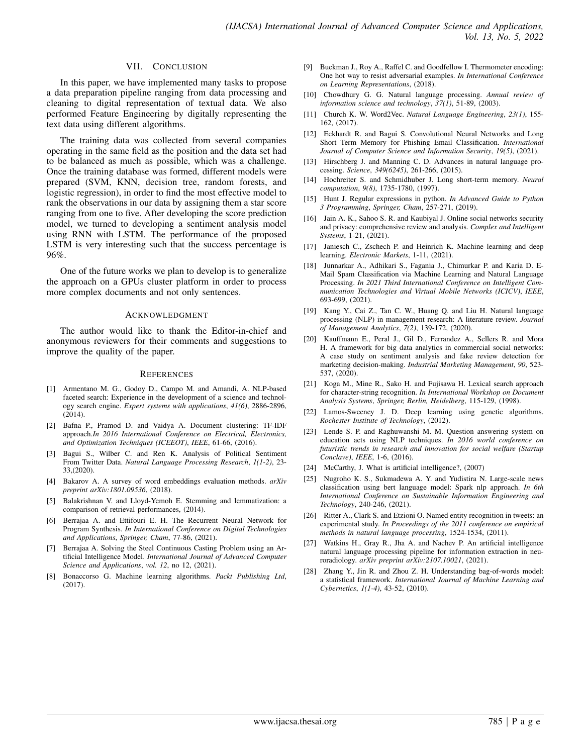## VII. Conclusion

In this paper, we have implemented many tasks to propose a data preparation pipeline ranging from data processing and cleaning to digital representation of textual data. We also performed Feature Engineering by digitally representing the text data using different algorithms.

The training data was collected from several companies operating in the same field as the position and the data set had to be balanced as much as possible, which was a challenge. Once the training database was formed, different models were prepared (SVM, KNN, decision tree, random forests, and logistic regression), in order to find the most effective model to rank the observations in our data by assigning them a star score ranging from one to five. After developing the score prediction model, we turned to developing a sentiment analysis model using RNN with LSTM. The performance of the proposed LSTM is very interesting such that the success percentage is 96%.

One of the future works we plan to develop is to generalize the approach on a GPUs cluster platform in order to process more complex documents and not only sentences.

## Acknowledgment

The author would like to thank the Editor-in-chief and anonymous reviewers for their comments and suggestions to improve the quality of the paper.

## References

[1] Armentano M. G., Godoy D., Campo M. and Amandi, A. NLP-based faceted search: Experience in the development of a science and technology search engine. *Expert systems with applications*, *41(6)*, 2886-2896, (2014).

[2] Bafna P., Pramod D. and Vaidya A. Document clustering: TF-IDF approach.*In 2016 International Conference on Electrical, Electronics, and Optimization Techniques (ICEEOT)*, *IEEE*, 61-66, (2016).

[3] Bagui S., Wilber C. and Ren K. Analysis of Political Sentiment From Twitter Data. *Natural Language Processing Research*, *1(1-2)*, 23-33,(2020).

[4] Bakarov A. A survey of word embeddings evaluation methods. *arXiv preprint arXiv:1801.09536*, (2018).

[5] Balakrishnan V. and Lloyd-Yemoh E. Stemming and lemmatization: a comparison of retrieval performances, (2014).

[6] Berrajaa A. and Ettifouri E. H. The Recurrent Neural Network for Program Synthesis. *In International Conference on Digital Technologies and Applications*, *Springer, Cham*, 77-86, (2021).

[7] Berrajaa A. Solving the Steel Continuous Casting Problem using an Artificial Intelligence Model. *International Journal of Advanced Computer Science and Applications*, *vol. 12*, no 12, (2021).

[8] Bonaccorso G. Machine learning algorithms. *Packt Publishing Ltd*, (2017).

[9] Buckman J., Roy A., Raffel C. and Goodfellow I. Thermometer encoding: One hot way to resist adversarial examples. *In International Conference on Learning Representations*, (2018).

[10] Chowdhury G. G. Natural language processing. *Annual review of information science and technology*, *37(1)*, 51-89, (2003).

[11] Church K. W. Word2Vec. *Natural Language Engineering*, *23(1)*, 155-162, (2017).

[12] Eckhardt R. and Bagui S. Convolutional Neural Networks and Long Short Term Memory for Phishing Email Classification. *International Journal of Computer Science and Information Security*, *19(5)*, (2021).

[13] Hirschberg J. and Manning C. D. Advances in natural language processing. *Science*, *349(6245)*, 261-266, (2015).

[14] Hochreiter S. and Schmidhuber J. Long short-term memory. *Neural computation*, *9(8)*, 1735-1780, (1997).

[15] Hunt J. Regular expressions in python. *In Advanced Guide to Python 3 Programming*, *Springer, Cham*, 257-271, (2019).

[16] Jain A. K., Sahoo S. R. and Kaubiyal J. Online social networks security and privacy: comprehensive review and analysis. *Complex and Intelligent Systems*, 1-21, (2021).

[17] Janiesch C., Zschech P. and Heinrich K. Machine learning and deep learning. *Electronic Markets*, 1-11, (2021).

[18] Junnarkar A., Adhikari S., Fagania J., Chimurkar P. and Karia D. E-Mail Spam Classification via Machine Learning and Natural Language Processing. *In 2021 Third International Conference on Intelligent Communication Technologies and Virtual Mobile Networks (ICICV)*, *IEEE*, 693-699, (2021).

[19] Kang Y., Cai Z., Tan C. W., Huang Q. and Liu H. Natural language processing (NLP) in management research: A literature review. *Journal of Management Analytics*, *7(2)*, 139-172, (2020).

[20] Kauffmann E., Peral J., Gil D., Ferrandez A., Sellers R. and Mora H. A framework for big data analytics in commercial social networks: A case study on sentiment analysis and fake review detection for marketing decision-making. *Industrial Marketing Management*, *90*, 523-537, (2020).

[21] Koga M., Mine R., Sako H. and Fujisawa H. Lexical search approach for character-string recognition. *In International Workshop on Document Analysis Systems*, *Springer, Berlin, Heidelberg*, 115-129, (1998).

[22] Lamos-Sweeney J. D. Deep learning using genetic algorithms. *Rochester Institute of Technology*, (2012).

[23] Lende S. P. and Raghuwanshi M. M. Question answering system on education acts using NLP techniques. *In 2016 world conference on futuristic trends in research and innovation for social welfare (Startup Conclave)*, *IEEE*, 1-6, (2016).

[24] McCarthy, J. What is artificial intelligence?, (2007)

[25] Nugroho K. S., Sukmadewa A. Y. and Yudistira N. Large-scale news classification using bert language model: Spark nlp approach. *In 6th International Conference on Sustainable Information Engineering and Technology*, 240-246, (2021).

[26] Ritter A., Clark S. and Etzioni O. Named entity recognition in tweets: an experimental study. *In Proceedings of the 2011 conference on empirical methods in natural language processing*, 1524-1534, (2011).

[27] Watkins H., Gray R., Jha A. and Nachev P. An artificial intelligence natural language processing pipeline for information extraction in neuroradiology. *arXiv preprint arXiv:2107.10021*, (2021).

[28] Zhang Y., Jin R. and Zhou Z. H. Understanding bag-of-words model: a statistical framework. *International Journal of Machine Learning and Cybernetics*, *1(1-4)*, 43-52, (2010).